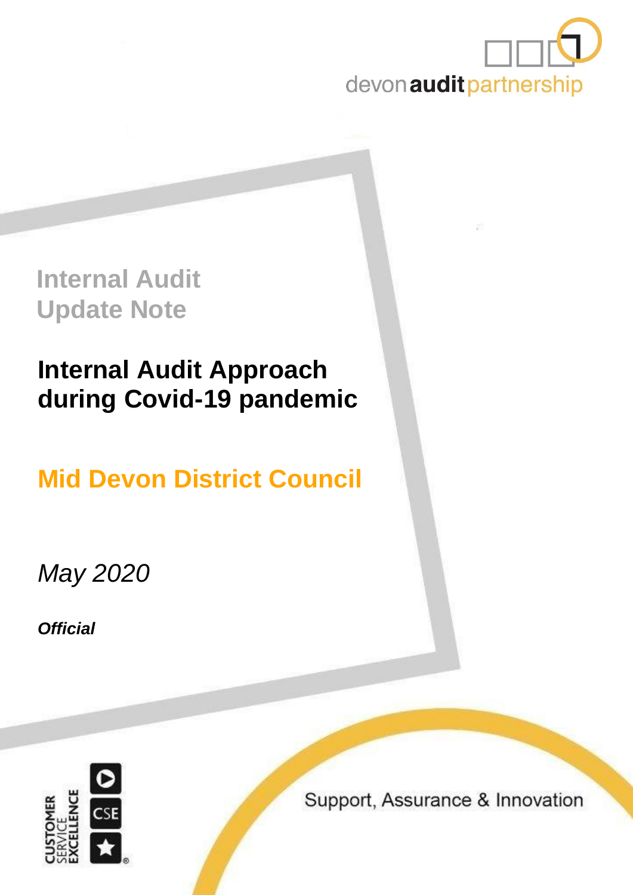devon audit partnership

# Internal Audit Update Note

## Internal Audit Approach during Covid-19 pandemic

## Mid Devon District Council

*May 2020*

***Official***

Support, Assurance & Innovation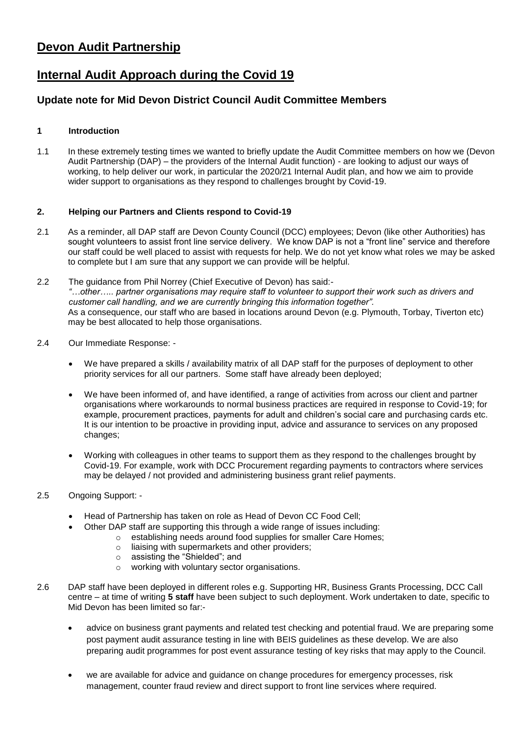# Devon Audit Partnership

# Internal Audit Approach during the Covid 19

## Update note for Mid Devon District Council Audit Committee Members

### 1 Introduction

1.1 In these extremely testing times we wanted to briefly update the Audit Committee members on how we (Devon Audit Partnership (DAP) – the providers of the Internal Audit function) - are looking to adjust our ways of working, to help deliver our work, in particular the 2020/21 Internal Audit plan, and how we aim to provide wider support to organisations as they respond to challenges brought by Covid-19.

### 2. Helping our Partners and Clients respond to Covid-19

2.1 As a reminder, all DAP staff are Devon County Council (DCC) employees; Devon (like other Authorities) has sought volunteers to assist front line service delivery. We know DAP is not a "front line" service and therefore our staff could be well placed to assist with requests for help. We do not yet know what roles we may be asked to complete but I am sure that any support we can provide will be helpful.

2.2 The guidance from Phil Norrey (Chief Executive of Devon) has said:-
*"…other….. partner organisations may require staff to volunteer to support their work such as drivers and customer call handling, and we are currently bringing this information together".*
As a consequence, our staff who are based in locations around Devon (e.g. Plymouth, Torbay, Tiverton etc) may be best allocated to help those organisations.

2.4 Our Immediate Response: -

- We have prepared a skills / availability matrix of all DAP staff for the purposes of deployment to other priority services for all our partners. Some staff have already been deployed;
- We have been informed of, and have identified, a range of activities from across our client and partner organisations where workarounds to normal business practices are required in response to Covid-19; for example, procurement practices, payments for adult and children's social care and purchasing cards etc. It is our intention to be proactive in providing input, advice and assurance to services on any proposed changes;
- Working with colleagues in other teams to support them as they respond to the challenges brought by Covid-19. For example, work with DCC Procurement regarding payments to contractors where services may be delayed / not provided and administering business grant relief payments.

2.5 Ongoing Support: -

- Head of Partnership has taken on role as Head of Devon CC Food Cell;
- Other DAP staff are supporting this through a wide range of issues including:
  - establishing needs around food supplies for smaller Care Homes;
  - liaising with supermarkets and other providers;
  - assisting the "Shielded"; and
  - working with voluntary sector organisations.

2.6 DAP staff have been deployed in different roles e.g. Supporting HR, Business Grants Processing, DCC Call centre – at time of writing **5 staff** have been subject to such deployment. Work undertaken to date, specific to Mid Devon has been limited so far:-

- advice on business grant payments and related test checking and potential fraud. We are preparing some post payment audit assurance testing in line with BEIS guidelines as these develop. We are also preparing audit programmes for post event assurance testing of key risks that may apply to the Council.
- we are available for advice and guidance on change procedures for emergency processes, risk management, counter fraud review and direct support to front line services where required.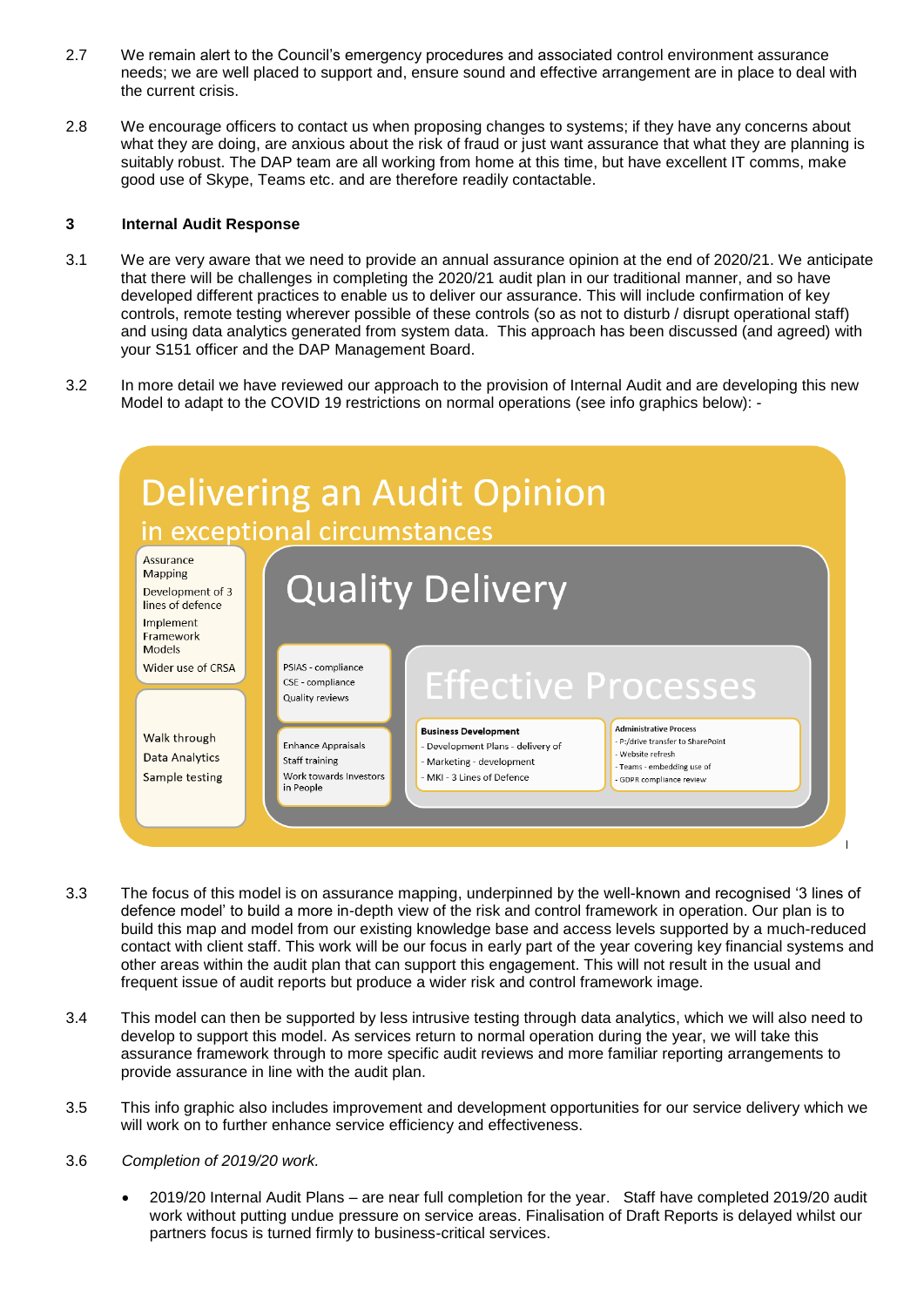2.7 We remain alert to the Council's emergency procedures and associated control environment assurance needs; we are well placed to support and, ensure sound and effective arrangement are in place to deal with the current crisis.

2.8 We encourage officers to contact us when proposing changes to systems; if they have any concerns about what they are doing, are anxious about the risk of fraud or just want assurance that what they are planning is suitably robust. The DAP team are all working from home at this time, but have excellent IT comms, make good use of Skype, Teams etc. and are therefore readily contactable.

## 3 Internal Audit Response

3.1 We are very aware that we need to provide an annual assurance opinion at the end of 2020/21. We anticipate that there will be challenges in completing the 2020/21 audit plan in our traditional manner, and so have developed different practices to enable us to deliver our assurance. This will include confirmation of key controls, remote testing wherever possible of these controls (so as not to disturb / disrupt operational staff) and using data analytics generated from system data. This approach has been discussed (and agreed) with your S151 officer and the DAP Management Board.

3.2 In more detail we have reviewed our approach to the provision of Internal Audit and are developing this new Model to adapt to the COVID 19 restrictions on normal operations (see info graphics below): -

**Delivering an Audit Opinion**
in exceptional circumstances

Assurance Mapping
Development of 3 lines of defence
Implement Framework Models
Wider use of CRSA

Walk through
Data Analytics
Sample testing

**Quality Delivery**

PSIAS - compliance
CSE - compliance
Quality reviews

Enhance Appraisals
Staff training
Work towards Investors in People

**Effective Processes**

**Business Development**
- Development Plans - delivery of
- Marketing - development
- MKI - 3 Lines of Defence

**Administrative Process**
- P:/drive transfer to SharePoint
- Website refresh
- Teams - embedding use of
- GDPR compliance review

3.3 The focus of this model is on assurance mapping, underpinned by the well-known and recognised '3 lines of defence model' to build a more in-depth view of the risk and control framework in operation. Our plan is to build this map and model from our existing knowledge base and access levels supported by a much-reduced contact with client staff. This work will be our focus in early part of the year covering key financial systems and other areas within the audit plan that can support this engagement. This will not result in the usual and frequent issue of audit reports but produce a wider risk and control framework image.

3.4 This model can then be supported by less intrusive testing through data analytics, which we will also need to develop to support this model. As services return to normal operation during the year, we will take this assurance framework through to more specific audit reviews and more familiar reporting arrangements to provide assurance in line with the audit plan.

3.5 This info graphic also includes improvement and development opportunities for our service delivery which we will work on to further enhance service efficiency and effectiveness.

3.6 *Completion of 2019/20 work.*

- 2019/20 Internal Audit Plans – are near full completion for the year. Staff have completed 2019/20 audit work without putting undue pressure on service areas. Finalisation of Draft Reports is delayed whilst our partners focus is turned firmly to business-critical services.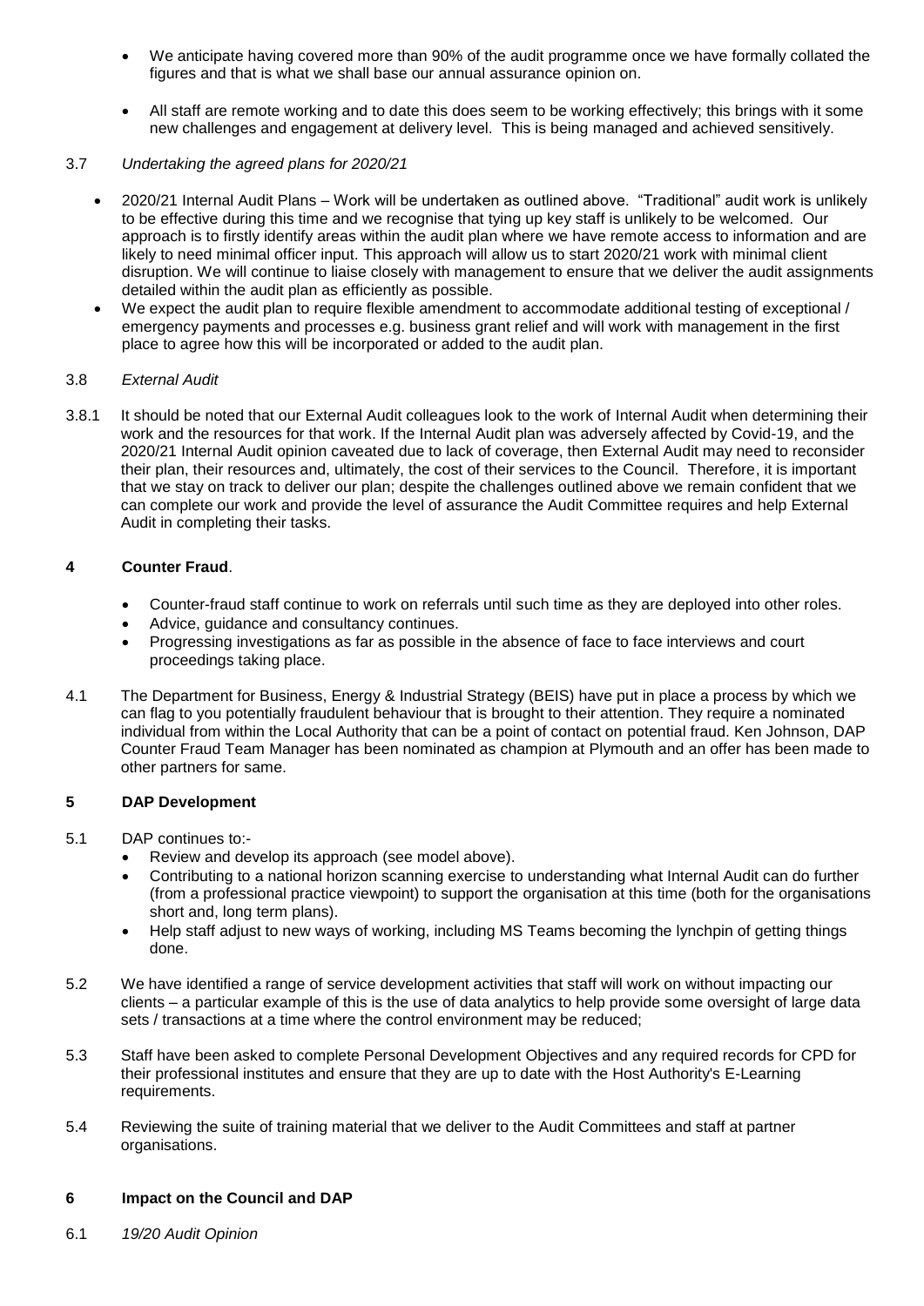- We anticipate having covered more than 90% of the audit programme once we have formally collated the figures and that is what we shall base our annual assurance opinion on.

- All staff are remote working and to date this does seem to be working effectively; this brings with it some new challenges and engagement at delivery level. This is being managed and achieved sensitively.

3.7 *Undertaking the agreed plans for 2020/21*

- 2020/21 Internal Audit Plans – Work will be undertaken as outlined above. "Traditional" audit work is unlikely to be effective during this time and we recognise that tying up key staff is unlikely to be welcomed. Our approach is to firstly identify areas within the audit plan where we have remote access to information and are likely to need minimal officer input. This approach will allow us to start 2020/21 work with minimal client disruption. We will continue to liaise closely with management to ensure that we deliver the audit assignments detailed within the audit plan as efficiently as possible.
- We expect the audit plan to require flexible amendment to accommodate additional testing of exceptional / emergency payments and processes e.g. business grant relief and will work with management in the first place to agree how this will be incorporated or added to the audit plan.

3.8 *External Audit*

3.8.1 It should be noted that our External Audit colleagues look to the work of Internal Audit when determining their work and the resources for that work. If the Internal Audit plan was adversely affected by Covid-19, and the 2020/21 Internal Audit opinion caveated due to lack of coverage, then External Audit may need to reconsider their plan, their resources and, ultimately, the cost of their services to the Council. Therefore, it is important that we stay on track to deliver our plan; despite the challenges outlined above we remain confident that we can complete our work and provide the level of assurance the Audit Committee requires and help External Audit in completing their tasks.

## 4 Counter Fraud.

- Counter-fraud staff continue to work on referrals until such time as they are deployed into other roles.
- Advice, guidance and consultancy continues.
- Progressing investigations as far as possible in the absence of face to face interviews and court proceedings taking place.

4.1 The Department for Business, Energy & Industrial Strategy (BEIS) have put in place a process by which we can flag to you potentially fraudulent behaviour that is brought to their attention. They require a nominated individual from within the Local Authority that can be a point of contact on potential fraud. Ken Johnson, DAP Counter Fraud Team Manager has been nominated as champion at Plymouth and an offer has been made to other partners for same.

## 5 DAP Development

5.1 DAP continues to:-

- Review and develop its approach (see model above).
- Contributing to a national horizon scanning exercise to understanding what Internal Audit can do further (from a professional practice viewpoint) to support the organisation at this time (both for the organisations short and, long term plans).
- Help staff adjust to new ways of working, including MS Teams becoming the lynchpin of getting things done.

5.2 We have identified a range of service development activities that staff will work on without impacting our clients – a particular example of this is the use of data analytics to help provide some oversight of large data sets / transactions at a time where the control environment may be reduced;

5.3 Staff have been asked to complete Personal Development Objectives and any required records for CPD for their professional institutes and ensure that they are up to date with the Host Authority's E-Learning requirements.

5.4 Reviewing the suite of training material that we deliver to the Audit Committees and staff at partner organisations.

## 6 Impact on the Council and DAP

6.1 *19/20 Audit Opinion*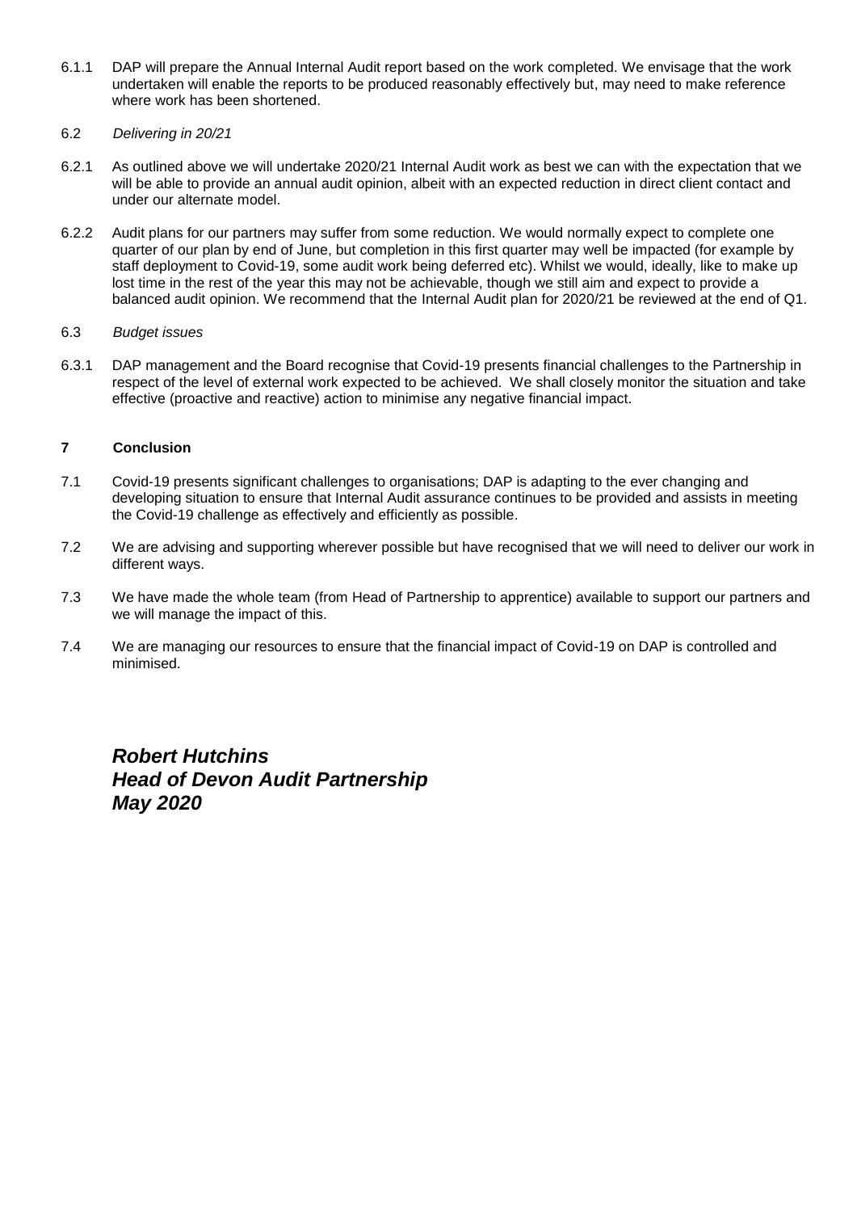6.1.1 DAP will prepare the Annual Internal Audit report based on the work completed. We envisage that the work undertaken will enable the reports to be produced reasonably effectively but, may need to make reference where work has been shortened.

6.2 *Delivering in 20/21*

6.2.1 As outlined above we will undertake 2020/21 Internal Audit work as best we can with the expectation that we will be able to provide an annual audit opinion, albeit with an expected reduction in direct client contact and under our alternate model.

6.2.2 Audit plans for our partners may suffer from some reduction. We would normally expect to complete one quarter of our plan by end of June, but completion in this first quarter may well be impacted (for example by staff deployment to Covid-19, some audit work being deferred etc). Whilst we would, ideally, like to make up lost time in the rest of the year this may not be achievable, though we still aim and expect to provide a balanced audit opinion. We recommend that the Internal Audit plan for 2020/21 be reviewed at the end of Q1.

6.3 *Budget issues*

6.3.1 DAP management and the Board recognise that Covid-19 presents financial challenges to the Partnership in respect of the level of external work expected to be achieved. We shall closely monitor the situation and take effective (proactive and reactive) action to minimise any negative financial impact.

## 7 Conclusion

7.1 Covid-19 presents significant challenges to organisations; DAP is adapting to the ever changing and developing situation to ensure that Internal Audit assurance continues to be provided and assists in meeting the Covid-19 challenge as effectively and efficiently as possible.

7.2 We are advising and supporting wherever possible but have recognised that we will need to deliver our work in different ways.

7.3 We have made the whole team (from Head of Partnership to apprentice) available to support our partners and we will manage the impact of this.

7.4 We are managing our resources to ensure that the financial impact of Covid-19 on DAP is controlled and minimised.

***Robert Hutchins***
***Head of Devon Audit Partnership***
***May 2020***